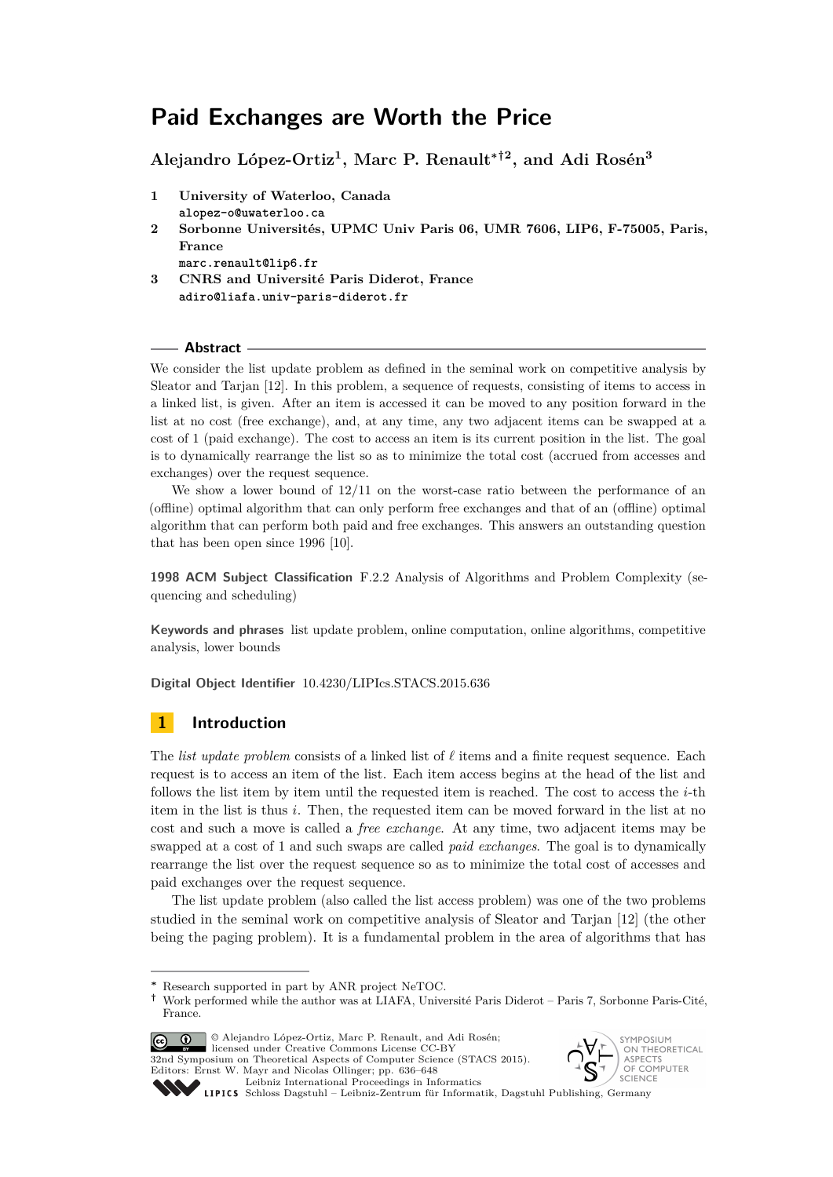# Paid Exchanges are Worth the Price

**Alejandro López-Ortiz[1], Marc P. Renault*†[2], and Adi Rosén[3]**

1. **University of Waterloo, Canada**
   alopez-o@uwaterloo.ca
2. **Sorbonne Universités, UPMC Univ Paris 06, UMR 7606, LIP6, F-75005, Paris, France**
   marc.renault@lip6.fr
3. **CNRS and Université Paris Diderot, France**
   adiro@liafa.univ-paris-diderot.fr

## Abstract

We consider the list update problem as defined in the seminal work on competitive analysis by Sleator and Tarjan [12]. In this problem, a sequence of requests, consisting of items to access in a linked list, is given. After an item is accessed it can be moved to any position forward in the list at no cost (free exchange), and, at any time, any two adjacent items can be swapped at a cost of 1 (paid exchange). The cost to access an item is its current position in the list. The goal is to dynamically rearrange the list so as to minimize the total cost (accrued from accesses and exchanges) over the request sequence.

We show a lower bound of 12/11 on the worst-case ratio between the performance of an (offline) optimal algorithm that can only perform free exchanges and that of an (offline) optimal algorithm that can perform both paid and free exchanges. This answers an outstanding question that has been open since 1996 [10].

**1998 ACM Subject Classification** F.2.2 Analysis of Algorithms and Problem Complexity (sequencing and scheduling)

**Keywords and phrases** list update problem, online computation, online algorithms, competitive analysis, lower bounds

**Digital Object Identifier** 10.4230/LIPIcs.STACS.2015.636

## 1 Introduction

The *list update problem* consists of a linked list of $\ell$ items and a finite request sequence. Each request is to access an item of the list. Each item access begins at the head of the list and follows the list item by item until the requested item is reached. The cost to access the $i$-th item in the list is thus $i$. Then, the requested item can be moved forward in the list at no cost and such a move is called a *free exchange*. At any time, two adjacent items may be swapped at a cost of 1 and such swaps are called *paid exchanges*. The goal is to dynamically rearrange the list over the request sequence so as to minimize the total cost of accesses and paid exchanges over the request sequence.

The list update problem (also called the list access problem) was one of the two problems studied in the seminal work on competitive analysis of Sleator and Tarjan [12] (the other being the paging problem). It is a fundamental problem in the area of algorithms that has

---

\* Research supported in part by ANR project NeTOC.

† Work performed while the author was at LIAFA, Université Paris Diderot – Paris 7, Sorbonne Paris-Cité, France.

© Alejandro López-Ortiz, Marc P. Renault, and Adi Rosén; licensed under Creative Commons License CC-BY
32nd Symposium on Theoretical Aspects of Computer Science (STACS 2015).
Editors: Ernst W. Mayr and Nicolas Ollinger; pp. 636–648
Leibniz International Proceedings in Informatics
Schloss Dagstuhl – Leibniz-Zentrum für Informatik, Dagstuhl Publishing, Germany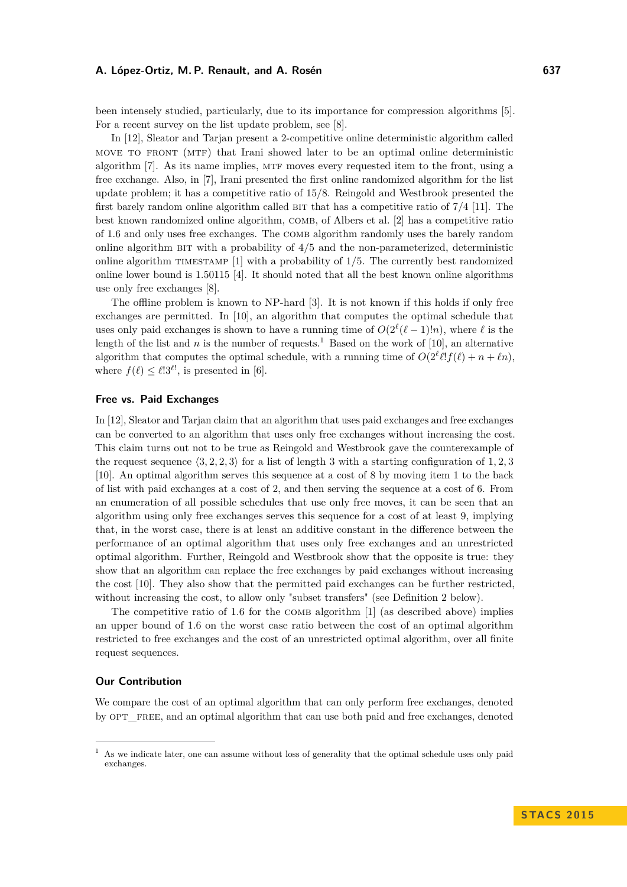been intensely studied, particularly, due to its importance for compression algorithms [5]. For a recent survey on the list update problem, see [8].

In [12], Sleator and Tarjan present a 2-competitive online deterministic algorithm called MOVE TO FRONT (MTF) that Irani showed later to be an optimal online deterministic algorithm [7]. As its name implies, MTF moves every requested item to the front, using a free exchange. Also, in [7], Irani presented the first online randomized algorithm for the list update problem; it has a competitive ratio of 15/8. Reingold and Westbrook presented the first barely random online algorithm called BIT that has a competitive ratio of 7/4 [11]. The best known randomized online algorithm, COMB, of Albers et al. [2] has a competitive ratio of 1.6 and only uses free exchanges. The COMB algorithm randomly uses the barely random online algorithm BIT with a probability of 4/5 and the non-parameterized, deterministic online algorithm TIMESTAMP [1] with a probability of 1/5. The currently best randomized online lower bound is 1.50115 [4]. It should noted that all the best known online algorithms use only free exchanges [8].

The offline problem is known to NP-hard [3]. It is not known if this holds if only free exchanges are permitted. In [10], an algorithm that computes the optimal schedule that uses only paid exchanges is shown to have a running time of $O(2^\ell(\ell-1)!n)$, where $\ell$ is the length of the list and $n$ is the number of requests.[1] Based on the work of [10], an alternative algorithm that computes the optimal schedule, with a running time of $O(2^\ell \ell! f(\ell) + n + \ell n)$, where $f(\ell) \leq \ell! 3^{\ell!}$, is presented in [6].

### Free vs. Paid Exchanges

In [12], Sleator and Tarjan claim that an algorithm that uses paid exchanges and free exchanges can be converted to an algorithm that uses only free exchanges without increasing the cost. This claim turns out not to be true as Reingold and Westbrook gave the counterexample of the request sequence $\langle 3, 2, 2, 3 \rangle$ for a list of length 3 with a starting configuration of 1, 2, 3 [10]. An optimal algorithm serves this sequence at a cost of 8 by moving item 1 to the back of list with paid exchanges at a cost of 2, and then serving the sequence at a cost of 6. From an enumeration of all possible schedules that use only free moves, it can be seen that an algorithm using only free exchanges serves this sequence for a cost of at least 9, implying that, in the worst case, there is at least an additive constant in the difference between the performance of an optimal algorithm that uses only free exchanges and an unrestricted optimal algorithm. Further, Reingold and Westbrook show that the opposite is true: they show that an algorithm can replace the free exchanges by paid exchanges without increasing the cost [10]. They also show that the permitted paid exchanges can be further restricted, without increasing the cost, to allow only "subset transfers" (see Definition 2 below).

The competitive ratio of 1.6 for the COMB algorithm [1] (as described above) implies an upper bound of 1.6 on the worst case ratio between the cost of an optimal algorithm restricted to free exchanges and the cost of an unrestricted optimal algorithm, over all finite request sequences.

### Our Contribution

We compare the cost of an optimal algorithm that can only perform free exchanges, denoted by OPT_FREE, and an optimal algorithm that can use both paid and free exchanges, denoted

---

[1] As we indicate later, one can assume without loss of generality that the optimal schedule uses only paid exchanges.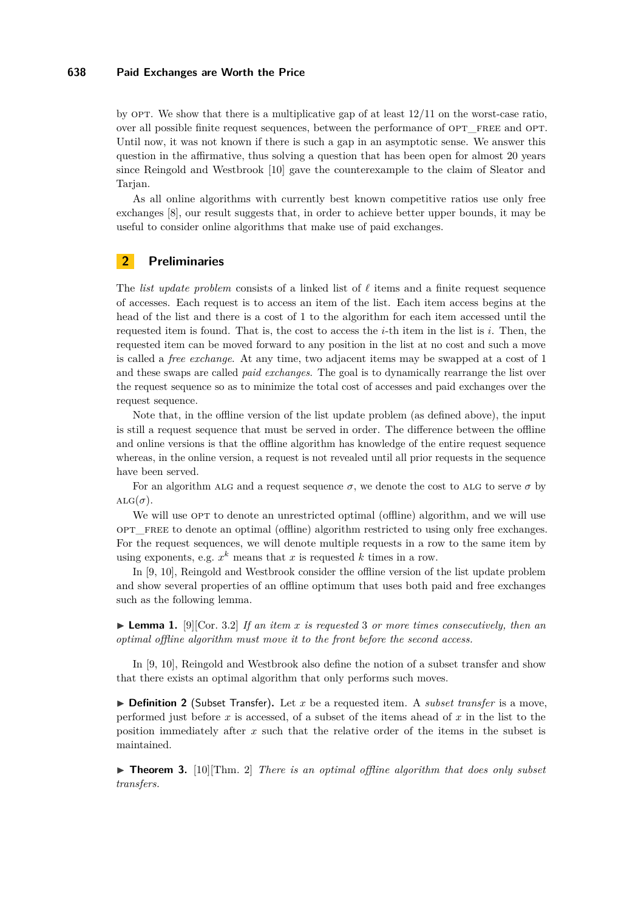by OPT. We show that there is a multiplicative gap of at least $12/11$ on the worst-case ratio, over all possible finite request sequences, between the performance of OPT_FREE and OPT. Until now, it was not known if there is such a gap in an asymptotic sense. We answer this question in the affirmative, thus solving a question that has been open for almost 20 years since Reingold and Westbrook [10] gave the counterexample to the claim of Sleator and Tarjan.

As all online algorithms with currently best known competitive ratios use only free exchanges [8], our result suggests that, in order to achieve better upper bounds, it may be useful to consider online algorithms that make use of paid exchanges.

## 2 Preliminaries

The *list update problem* consists of a linked list of $\ell$ items and a finite request sequence of accesses. Each request is to access an item of the list. Each item access begins at the head of the list and there is a cost of 1 to the algorithm for each item accessed until the requested item is found. That is, the cost to access the $i$-th item in the list is $i$. Then, the requested item can be moved forward to any position in the list at no cost and such a move is called a *free exchange*. At any time, two adjacent items may be swapped at a cost of 1 and these swaps are called *paid exchanges*. The goal is to dynamically rearrange the list over the request sequence so as to minimize the total cost of accesses and paid exchanges over the request sequence.

Note that, in the offline version of the list update problem (as defined above), the input is still a request sequence that must be served in order. The difference between the offline and online versions is that the offline algorithm has knowledge of the entire request sequence whereas, in the online version, a request is not revealed until all prior requests in the sequence have been served.

For an algorithm ALG and a request sequence $\sigma$, we denote the cost to ALG to serve $\sigma$ by ALG($\sigma$).

We will use OPT to denote an unrestricted optimal (offline) algorithm, and we will use OPT_FREE to denote an optimal (offline) algorithm restricted to using only free exchanges. For the request sequences, we will denote multiple requests in a row to the same item by using exponents, e.g. $x^k$ means that $x$ is requested $k$ times in a row.

In [9, 10], Reingold and Westbrook consider the offline version of the list update problem and show several properties of an offline optimum that uses both paid and free exchanges such as the following lemma.

▶ **Lemma 1.** [9][Cor. 3.2] *If an item $x$ is requested 3 or more times consecutively, then an optimal offline algorithm must move it to the front before the second access.*

In [9, 10], Reingold and Westbrook also define the notion of a subset transfer and show that there exists an optimal algorithm that only performs such moves.

▶ **Definition 2** (Subset Transfer)**.** Let $x$ be a requested item. A *subset transfer* is a move, performed just before $x$ is accessed, of a subset of the items ahead of $x$ in the list to the position immediately after $x$ such that the relative order of the items in the subset is maintained.

▶ **Theorem 3.** [10][Thm. 2] *There is an optimal offline algorithm that does only subset transfers.*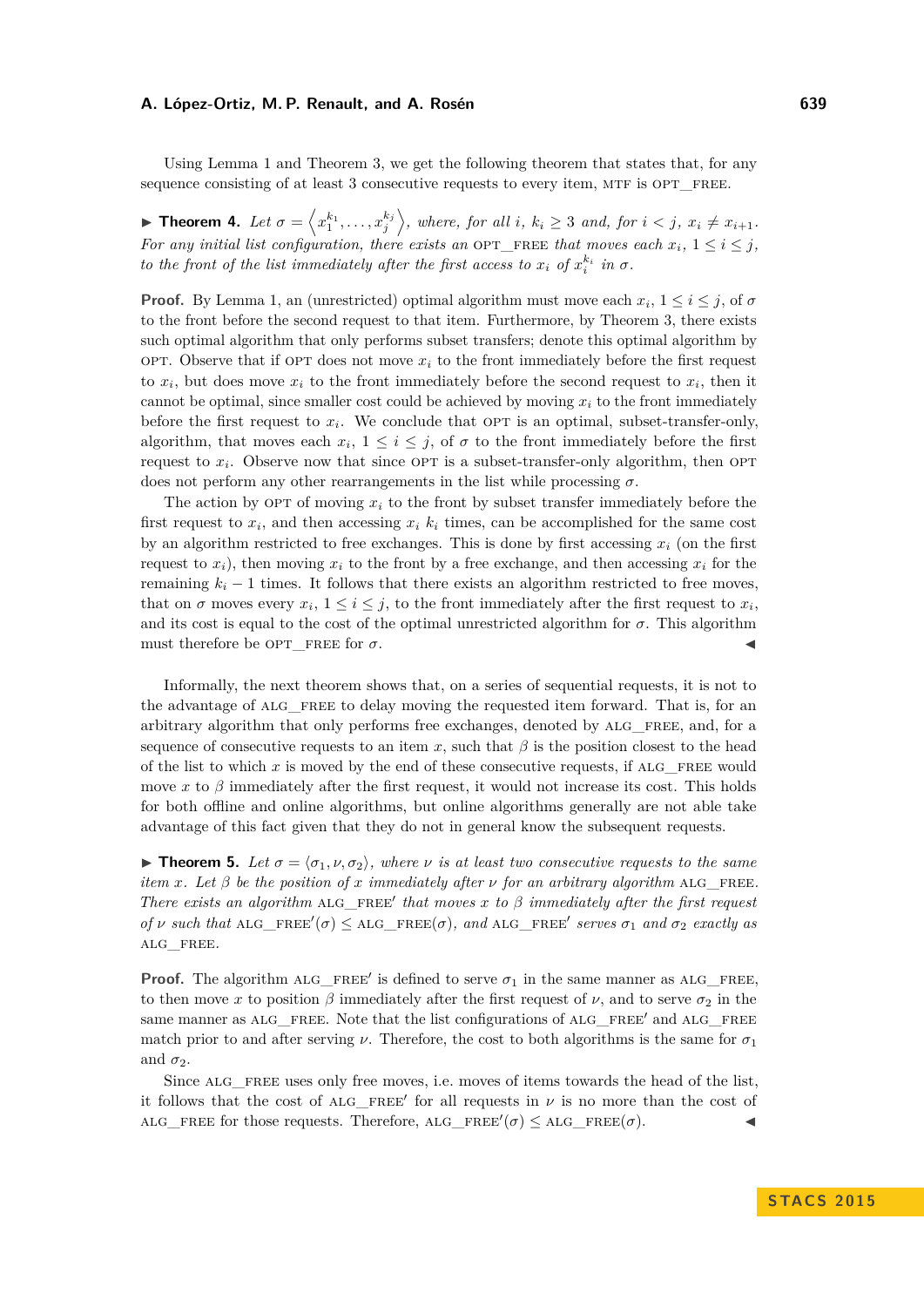Using Lemma 1 and Theorem 3, we get the following theorem that states that, for any sequence consisting of at least 3 consecutive requests to every item, MTF is OPT_FREE.

▶ **Theorem 4.** *Let $\sigma = \left\langle x_1^{k_1}, \ldots, x_j^{k_j} \right\rangle$, where, for all $i$, $k_i \geq 3$ and, for $i < j$, $x_i \neq x_{i+1}$. For any initial list configuration, there exists an* OPT_FREE *that moves each $x_i$, $1 \leq i \leq j$, to the front of the list immediately after the first access to $x_i$ of $x_i^{k_i}$ in $\sigma$.*

**Proof.** By Lemma 1, an (unrestricted) optimal algorithm must move each $x_i$, $1 \leq i \leq j$, of $\sigma$ to the front before the second request to that item. Furthermore, by Theorem 3, there exists such optimal algorithm that only performs subset transfers; denote this optimal algorithm by OPT. Observe that if OPT does not move $x_i$ to the front immediately before the first request to $x_i$, but does move $x_i$ to the front immediately before the second request to $x_i$, then it cannot be optimal, since smaller cost could be achieved by moving $x_i$ to the front immediately before the first request to $x_i$. We conclude that OPT is an optimal, subset-transfer-only, algorithm, that moves each $x_i$, $1 \leq i \leq j$, of $\sigma$ to the front immediately before the first request to $x_i$. Observe now that since OPT is a subset-transfer-only algorithm, then OPT does not perform any other rearrangements in the list while processing $\sigma$.

The action by OPT of moving $x_i$ to the front by subset transfer immediately before the first request to $x_i$, and then accessing $x_i$ $k_i$ times, can be accomplished for the same cost by an algorithm restricted to free exchanges. This is done by first accessing $x_i$ (on the first request to $x_i$), then moving $x_i$ to the front by a free exchange, and then accessing $x_i$ for the remaining $k_i - 1$ times. It follows that there exists an algorithm restricted to free moves, that on $\sigma$ moves every $x_i$, $1 \leq i \leq j$, to the front immediately after the first request to $x_i$, and its cost is equal to the cost of the optimal unrestricted algorithm for $\sigma$. This algorithm must therefore be OPT_FREE for $\sigma$. ◀

Informally, the next theorem shows that, on a series of sequential requests, it is not to the advantage of ALG_FREE to delay moving the requested item forward. That is, for an arbitrary algorithm that only performs free exchanges, denoted by ALG_FREE, and, for a sequence of consecutive requests to an item $x$, such that $\beta$ is the position closest to the head of the list to which $x$ is moved by the end of these consecutive requests, if ALG_FREE would move $x$ to $\beta$ immediately after the first request, it would not increase its cost. This holds for both offline and online algorithms, but online algorithms generally are not able take advantage of this fact given that they do not in general know the subsequent requests.

▶ **Theorem 5.** *Let $\sigma = \langle \sigma_1, \nu, \sigma_2 \rangle$, where $\nu$ is at least two consecutive requests to the same item $x$. Let $\beta$ be the position of $x$ immediately after $\nu$ for an arbitrary algorithm* ALG_FREE*. There exists an algorithm* ALG_FREE′ *that moves $x$ to $\beta$ immediately after the first request of $\nu$ such that* ALG_FREE′$(\sigma) \leq$ ALG_FREE$(\sigma)$*, and* ALG_FREE′ *serves $\sigma_1$ and $\sigma_2$ exactly as* ALG_FREE*.*

**Proof.** The algorithm ALG_FREE′ is defined to serve $\sigma_1$ in the same manner as ALG_FREE, to then move $x$ to position $\beta$ immediately after the first request of $\nu$, and to serve $\sigma_2$ in the same manner as ALG_FREE. Note that the list configurations of ALG_FREE′ and ALG_FREE match prior to and after serving $\nu$. Therefore, the cost to both algorithms is the same for $\sigma_1$ and $\sigma_2$.

Since ALG_FREE uses only free moves, i.e. moves of items towards the head of the list, it follows that the cost of ALG_FREE′ for all requests in $\nu$ is no more than the cost of ALG_FREE for those requests. Therefore, ALG_FREE′$(\sigma) \leq$ ALG_FREE$(\sigma)$. ◀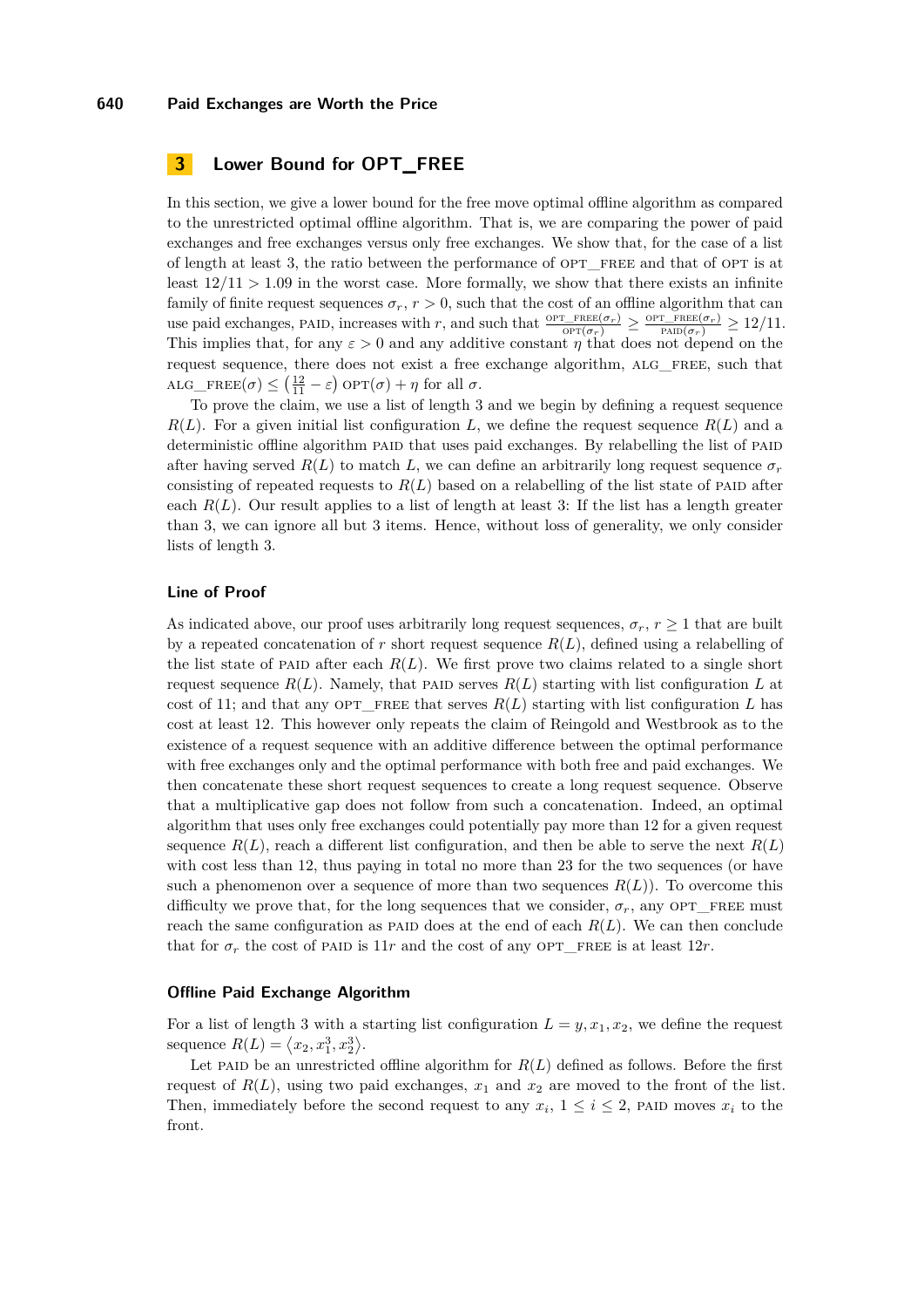## 3 Lower Bound for OPT_FREE

In this section, we give a lower bound for the free move optimal offline algorithm as compared to the unrestricted optimal offline algorithm. That is, we are comparing the power of paid exchanges and free exchanges versus only free exchanges. We show that, for the case of a list of length at least 3, the ratio between the performance of OPT_FREE and that of OPT is at least $12/11 > 1.09$ in the worst case. More formally, we show that there exists an infinite family of finite request sequences $\sigma_r$, $r > 0$, such that the cost of an offline algorithm that can use paid exchanges, PAID, increases with $r$, and such that $\frac{\text{OPT\_FREE}(\sigma_r)}{\text{OPT}(\sigma_r)} \geq \frac{\text{OPT\_FREE}(\sigma_r)}{\text{PAID}(\sigma_r)} \geq 12/11$. This implies that, for any $\varepsilon > 0$ and any additive constant $\eta$ that does not depend on the request sequence, there does not exist a free exchange algorithm, ALG_FREE, such that ALG_FREE$(\sigma) \leq \left(\frac{12}{11} - \varepsilon\right)$ OPT$(\sigma) + \eta$ for all $\sigma$.

To prove the claim, we use a list of length 3 and we begin by defining a request sequence $R(L)$. For a given initial list configuration $L$, we define the request sequence $R(L)$ and a deterministic offline algorithm PAID that uses paid exchanges. By relabelling the list of PAID after having served $R(L)$ to match $L$, we can define an arbitrarily long request sequence $\sigma_r$ consisting of repeated requests to $R(L)$ based on a relabelling of the list state of PAID after each $R(L)$. Our result applies to a list of length at least 3: If the list has a length greater than 3, we can ignore all but 3 items. Hence, without loss of generality, we only consider lists of length 3.

### Line of Proof

As indicated above, our proof uses arbitrarily long request sequences, $\sigma_r$, $r \geq 1$ that are built by a repeated concatenation of $r$ short request sequence $R(L)$, defined using a relabelling of the list state of PAID after each $R(L)$. We first prove two claims related to a single short request sequence $R(L)$. Namely, that PAID serves $R(L)$ starting with list configuration $L$ at cost of 11; and that any OPT_FREE that serves $R(L)$ starting with list configuration $L$ has cost at least 12. This however only repeats the claim of Reingold and Westbrook as to the existence of a request sequence with an additive difference between the optimal performance with free exchanges only and the optimal performance with both free and paid exchanges. We then concatenate these short request sequences to create a long request sequence. Observe that a multiplicative gap does not follow from such a concatenation. Indeed, an optimal algorithm that uses only free exchanges could potentially pay more than 12 for a given request sequence $R(L)$, reach a different list configuration, and then be able to serve the next $R(L)$ with cost less than 12, thus paying in total no more than 23 for the two sequences (or have such a phenomenon over a sequence of more than two sequences $R(L)$). To overcome this difficulty we prove that, for the long sequences that we consider, $\sigma_r$, any OPT_FREE must reach the same configuration as PAID does at the end of each $R(L)$. We can then conclude that for $\sigma_r$ the cost of PAID is $11r$ and the cost of any OPT_FREE is at least $12r$.

### Offline Paid Exchange Algorithm

For a list of length 3 with a starting list configuration $L = y, x_1, x_2$, we define the request sequence $R(L) = \langle x_2, x_1^3, x_2^3 \rangle$.

Let PAID be an unrestricted offline algorithm for $R(L)$ defined as follows. Before the first request of $R(L)$, using two paid exchanges, $x_1$ and $x_2$ are moved to the front of the list. Then, immediately before the second request to any $x_i$, $1 \leq i \leq 2$, PAID moves $x_i$ to the front.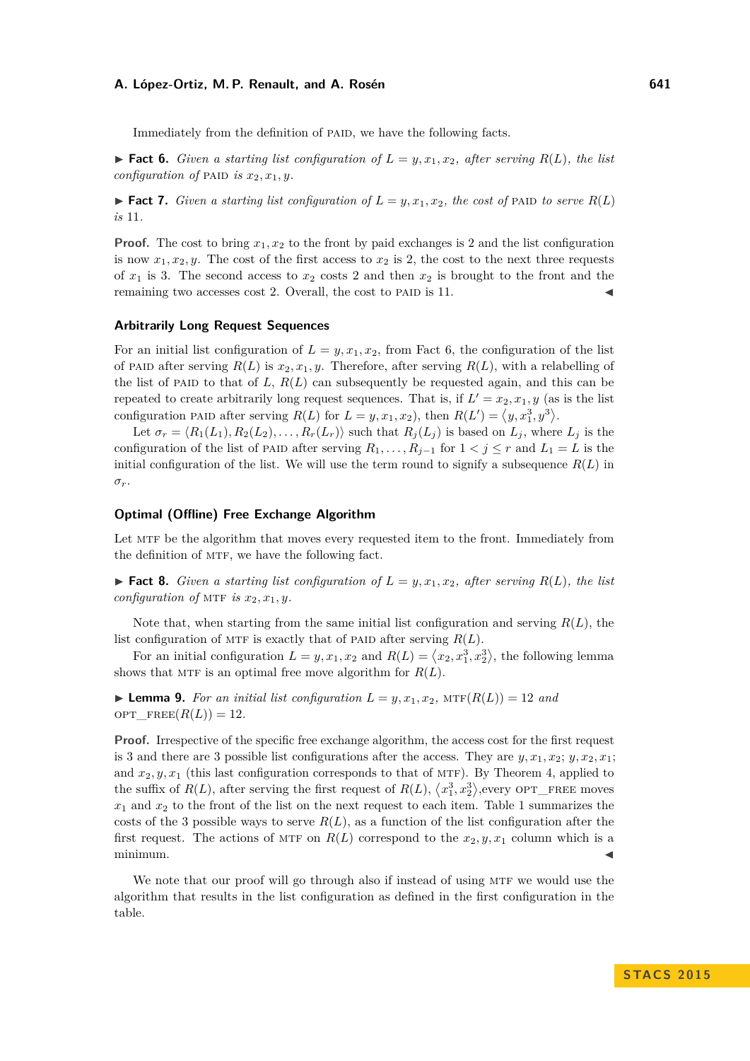Immediately from the definition of PAID, we have the following facts.

▶ **Fact 6.** *Given a starting list configuration of $L = y, x_1, x_2$, after serving $R(L)$, the list configuration of* PAID *is $x_2, x_1, y$.*

▶ **Fact 7.** *Given a starting list configuration of $L = y, x_1, x_2$, the cost of* PAID *to serve $R(L)$ is* 11.

**Proof.** The cost to bring $x_1, x_2$ to the front by paid exchanges is 2 and the list configuration is now $x_1, x_2, y$. The cost of the first access to $x_2$ is 2, the cost to the next three requests of $x_1$ is 3. The second access to $x_2$ costs 2 and then $x_2$ is brought to the front and the remaining two accesses cost 2. Overall, the cost to PAID is 11. ◀

### Arbitrarily Long Request Sequences

For an initial list configuration of $L = y, x_1, x_2$, from Fact 6, the configuration of the list of PAID after serving $R(L)$ is $x_2, x_1, y$. Therefore, after serving $R(L)$, with a relabelling of the list of PAID to that of $L$, $R(L)$ can subsequently be requested again, and this can be repeated to create arbitrarily long request sequences. That is, if $L' = x_2, x_1, y$ (as is the list configuration PAID after serving $R(L)$ for $L = y, x_1, x_2$), then $R(L') = \langle y, x_1^3, y^3 \rangle$.

Let $\sigma_r = \langle R_1(L_1), R_2(L_2), \ldots, R_r(L_r) \rangle$ such that $R_j(L_j)$ is based on $L_j$, where $L_j$ is the configuration of the list of PAID after serving $R_1, \ldots, R_{j-1}$ for $1 < j \leq r$ and $L_1 = L$ is the initial configuration of the list. We will use the term round to signify a subsequence $R(L)$ in $\sigma_r$.

### Optimal (Offline) Free Exchange Algorithm

Let MTF be the algorithm that moves every requested item to the front. Immediately from the definition of MTF, we have the following fact.

▶ **Fact 8.** *Given a starting list configuration of $L = y, x_1, x_2$, after serving $R(L)$, the list configuration of* MTF *is $x_2, x_1, y$.*

Note that, when starting from the same initial list configuration and serving $R(L)$, the list configuration of MTF is exactly that of PAID after serving $R(L)$.

For an initial configuration $L = y, x_1, x_2$ and $R(L) = \langle x_2, x_1^3, x_2^3 \rangle$, the following lemma shows that MTF is an optimal free move algorithm for $R(L)$.

▶ **Lemma 9.** *For an initial list configuration $L = y, x_1, x_2$,* $\text{MTF}(R(L)) = 12$ *and* $\text{OPT\_FREE}(R(L)) = 12$.

**Proof.** Irrespective of the specific free exchange algorithm, the access cost for the first request is 3 and there are 3 possible list configurations after the access. They are $y, x_1, x_2$; $y, x_2, x_1$; and $x_2, y, x_1$ (this last configuration corresponds to that of MTF). By Theorem 4, applied to the suffix of $R(L)$, after serving the first request of $R(L)$, $\langle x_1^3, x_2^3 \rangle$,every OPT_FREE moves $x_1$ and $x_2$ to the front of the list on the next request to each item. Table 1 summarizes the costs of the 3 possible ways to serve $R(L)$, as a function of the list configuration after the first request. The actions of MTF on $R(L)$ correspond to the $x_2, y, x_1$ column which is a minimum. ◀

We note that our proof will go through also if instead of using MTF we would use the algorithm that results in the list configuration as defined in the first configuration in the table.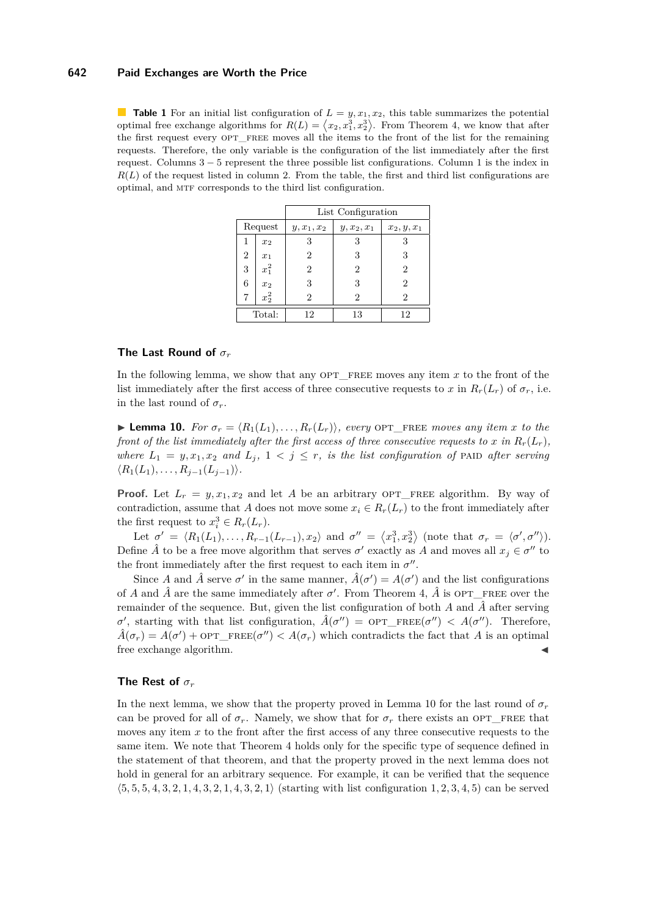**Table 1** For an initial list configuration of $L = y, x_1, x_2$, this table summarizes the potential optimal free exchange algorithms for $R(L) = \langle x_2, x_1^3, x_2^3 \rangle$. From Theorem 4, we know that after the first request every OPT_FREE moves all the items to the front of the list for the remaining requests. Therefore, the only variable is the configuration of the list immediately after the first request. Columns $3-5$ represent the three possible list configurations. Column 1 is the index in $R(L)$ of the request listed in column 2. From the table, the first and third list configurations are optimal, and MTF corresponds to the third list configuration.

| Request | | List Configuration | | |
|---|---|---|---|---|
| | | $y, x_1, x_2$ | $y, x_2, x_1$ | $x_2, y, x_1$ |
| 1 | $x_2$ | 3 | 3 | 3 |
| 2 | $x_1$ | 2 | 3 | 3 |
| 3 | $x_1^2$ | 2 | 2 | 2 |
| 6 | $x_2$ | 3 | 3 | 2 |
| 7 | $x_2^2$ | 2 | 2 | 2 |
| Total: | | 12 | 13 | 12 |

### The Last Round of $\sigma_r$

In the following lemma, we show that any OPT_FREE moves any item $x$ to the front of the list immediately after the first access of three consecutive requests to $x$ in $R_r(L_r)$ of $\sigma_r$, i.e. in the last round of $\sigma_r$.

▶ **Lemma 10.** *For $\sigma_r = \langle R_1(L_1), \ldots, R_r(L_r) \rangle$, every* OPT_FREE *moves any item $x$ to the front of the list immediately after the first access of three consecutive requests to $x$ in $R_r(L_r)$, where $L_1 = y, x_1, x_2$ and $L_j$, $1 < j \leq r$, is the list configuration of* PAID *after serving $\langle R_1(L_1), \ldots, R_{j-1}(L_{j-1}) \rangle$.*

**Proof.** Let $L_r = y, x_1, x_2$ and let $A$ be an arbitrary OPT_FREE algorithm. By way of contradiction, assume that $A$ does not move some $x_i \in R_r(L_r)$ to the front immediately after the first request to $x_i^3 \in R_r(L_r)$.

Let $\sigma' = \langle R_1(L_1), \ldots, R_{r-1}(L_{r-1}), x_2 \rangle$ and $\sigma'' = \langle x_1^3, x_2^3 \rangle$ (note that $\sigma_r = \langle \sigma', \sigma'' \rangle$). Define $\hat{A}$ to be a free move algorithm that serves $\sigma'$ exactly as $A$ and moves all $x_j \in \sigma''$ to the front immediately after the first request to each item in $\sigma''$.

Since $A$ and $\hat{A}$ serve $\sigma'$ in the same manner, $\hat{A}(\sigma') = A(\sigma')$ and the list configurations of $A$ and $\hat{A}$ are the same immediately after $\sigma'$. From Theorem 4, $\hat{A}$ is OPT_FREE over the remainder of the sequence. But, given the list configuration of both $A$ and $\hat{A}$ after serving $\sigma'$, starting with that list configuration, $\hat{A}(\sigma'') = \text{OPT\_FREE}(\sigma'') < A(\sigma'')$. Therefore, $\hat{A}(\sigma_r) = A(\sigma') + \text{OPT\_FREE}(\sigma'') < A(\sigma_r)$ which contradicts the fact that $A$ is an optimal free exchange algorithm. ◀

### The Rest of $\sigma_r$

In the next lemma, we show that the property proved in Lemma 10 for the last round of $\sigma_r$ can be proved for all of $\sigma_r$. Namely, we show that for $\sigma_r$ there exists an OPT_FREE that moves any item $x$ to the front after the first access of any three consecutive requests to the same item. We note that Theorem 4 holds only for the specific type of sequence defined in the statement of that theorem, and that the property proved in the next lemma does not hold in general for an arbitrary sequence. For example, it can be verified that the sequence $\langle 5, 5, 5, 4, 3, 2, 1, 4, 3, 2, 1, 4, 3, 2, 1 \rangle$ (starting with list configuration $1, 2, 3, 4, 5$) can be served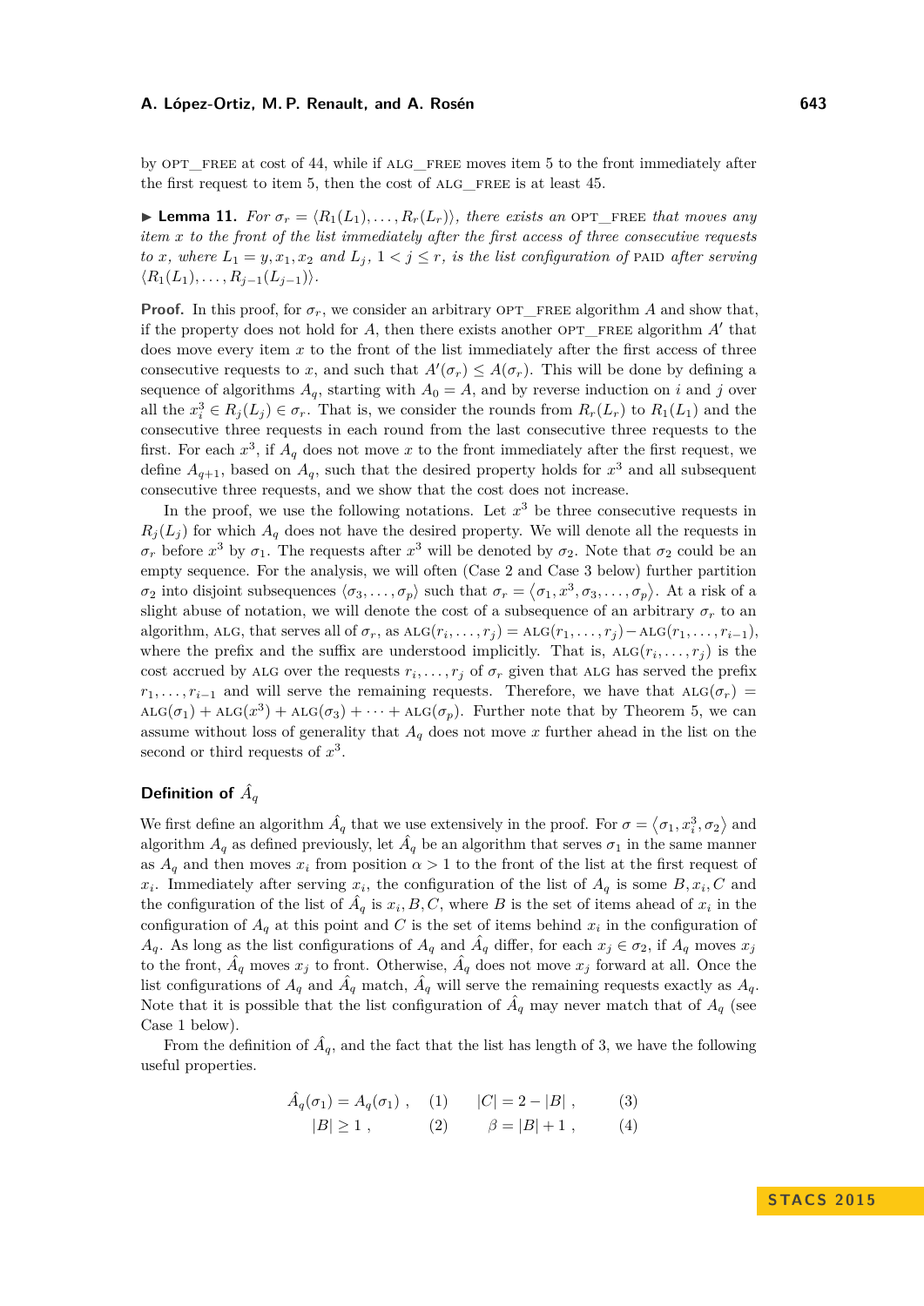by OPT_FREE at cost of 44, while if ALG_FREE moves item 5 to the front immediately after the first request to item 5, then the cost of ALG_FREE is at least 45.

▶ **Lemma 11.** *For $\sigma_r = \langle R_1(L_1), \ldots, R_r(L_r)\rangle$, there exists an* OPT_FREE *that moves any item $x$ to the front of the list immediately after the first access of three consecutive requests to $x$, where $L_1 = y, x_1, x_2$ and $L_j$, $1 < j \le r$, is the list configuration of* PAID *after serving $\langle R_1(L_1), \ldots, R_{j-1}(L_{j-1})\rangle$.*

**Proof.** In this proof, for $\sigma_r$, we consider an arbitrary OPT_FREE algorithm $A$ and show that, if the property does not hold for $A$, then there exists another OPT_FREE algorithm $A'$ that does move every item $x$ to the front of the list immediately after the first access of three consecutive requests to $x$, and such that $A'(\sigma_r) \le A(\sigma_r)$. This will be done by defining a sequence of algorithms $A_q$, starting with $A_0 = A$, and by reverse induction on $i$ and $j$ over all the $x_i^3 \in R_j(L_j) \in \sigma_r$. That is, we consider the rounds from $R_r(L_r)$ to $R_1(L_1)$ and the consecutive three requests in each round from the last consecutive three requests to the first. For each $x^3$, if $A_q$ does not move $x$ to the front immediately after the first request, we define $A_{q+1}$, based on $A_q$, such that the desired property holds for $x^3$ and all subsequent consecutive three requests, and we show that the cost does not increase.

In the proof, we use the following notations. Let $x^3$ be three consecutive requests in $R_j(L_j)$ for which $A_q$ does not have the desired property. We will denote all the requests in $\sigma_r$ before $x^3$ by $\sigma_1$. The requests after $x^3$ will be denoted by $\sigma_2$. Note that $\sigma_2$ could be an empty sequence. For the analysis, we will often (Case 2 and Case 3 below) further partition $\sigma_2$ into disjoint subsequences $\langle \sigma_3, \ldots, \sigma_p\rangle$ such that $\sigma_r = \langle \sigma_1, x^3, \sigma_3, \ldots, \sigma_p\rangle$. At a risk of a slight abuse of notation, we will denote the cost of a subsequence of an arbitrary $\sigma_r$ to an algorithm, ALG, that serves all of $\sigma_r$, as $\text{ALG}(r_i, \ldots, r_j) = \text{ALG}(r_1, \ldots, r_j) - \text{ALG}(r_1, \ldots, r_{i-1})$, where the prefix and the suffix are understood implicitly. That is, $\text{ALG}(r_i, \ldots, r_j)$ is the cost accrued by ALG over the requests $r_i, \ldots, r_j$ of $\sigma_r$ given that ALG has served the prefix $r_1, \ldots, r_{i-1}$ and will serve the remaining requests. Therefore, we have that $\text{ALG}(\sigma_r) = \text{ALG}(\sigma_1) + \text{ALG}(x^3) + \text{ALG}(\sigma_3) + \cdots + \text{ALG}(\sigma_p)$. Further note that by Theorem 5, we can assume without loss of generality that $A_q$ does not move $x$ further ahead in the list on the second or third requests of $x^3$.

### Definition of $\hat{A}_q$

We first define an algorithm $\hat{A}_q$ that we use extensively in the proof. For $\sigma = \langle \sigma_1, x_i^3, \sigma_2\rangle$ and algorithm $A_q$ as defined previously, let $\hat{A}_q$ be an algorithm that serves $\sigma_1$ in the same manner as $A_q$ and then moves $x_i$ from position $\alpha > 1$ to the front of the list at the first request of $x_i$. Immediately after serving $x_i$, the configuration of the list of $A_q$ is some $B, x_i, C$ and the configuration of the list of $\hat{A}_q$ is $x_i, B, C$, where $B$ is the set of items ahead of $x_i$ in the configuration of $A_q$ at this point and $C$ is the set of items behind $x_i$ in the configuration of $A_q$. As long as the list configurations of $A_q$ and $\hat{A}_q$ differ, for each $x_j \in \sigma_2$, if $A_q$ moves $x_j$ to the front, $\hat{A}_q$ moves $x_j$ to front. Otherwise, $\hat{A}_q$ does not move $x_j$ forward at all. Once the list configurations of $A_q$ and $\hat{A}_q$ match, $\hat{A}_q$ will serve the remaining requests exactly as $A_q$. Note that it is possible that the list configuration of $\hat{A}_q$ may never match that of $A_q$ (see Case 1 below).

From the definition of $\hat{A}_q$, and the fact that the list has length of 3, we have the following useful properties.

$$\hat{A}_q(\sigma_1) = A_q(\sigma_1) \ , \qquad (1) \qquad\qquad |C| = 2 - |B| \ , \qquad (3)$$

$$|B| \ge 1 \ , \qquad (2) \qquad\qquad \beta = |B| + 1 \ , \qquad (4)$$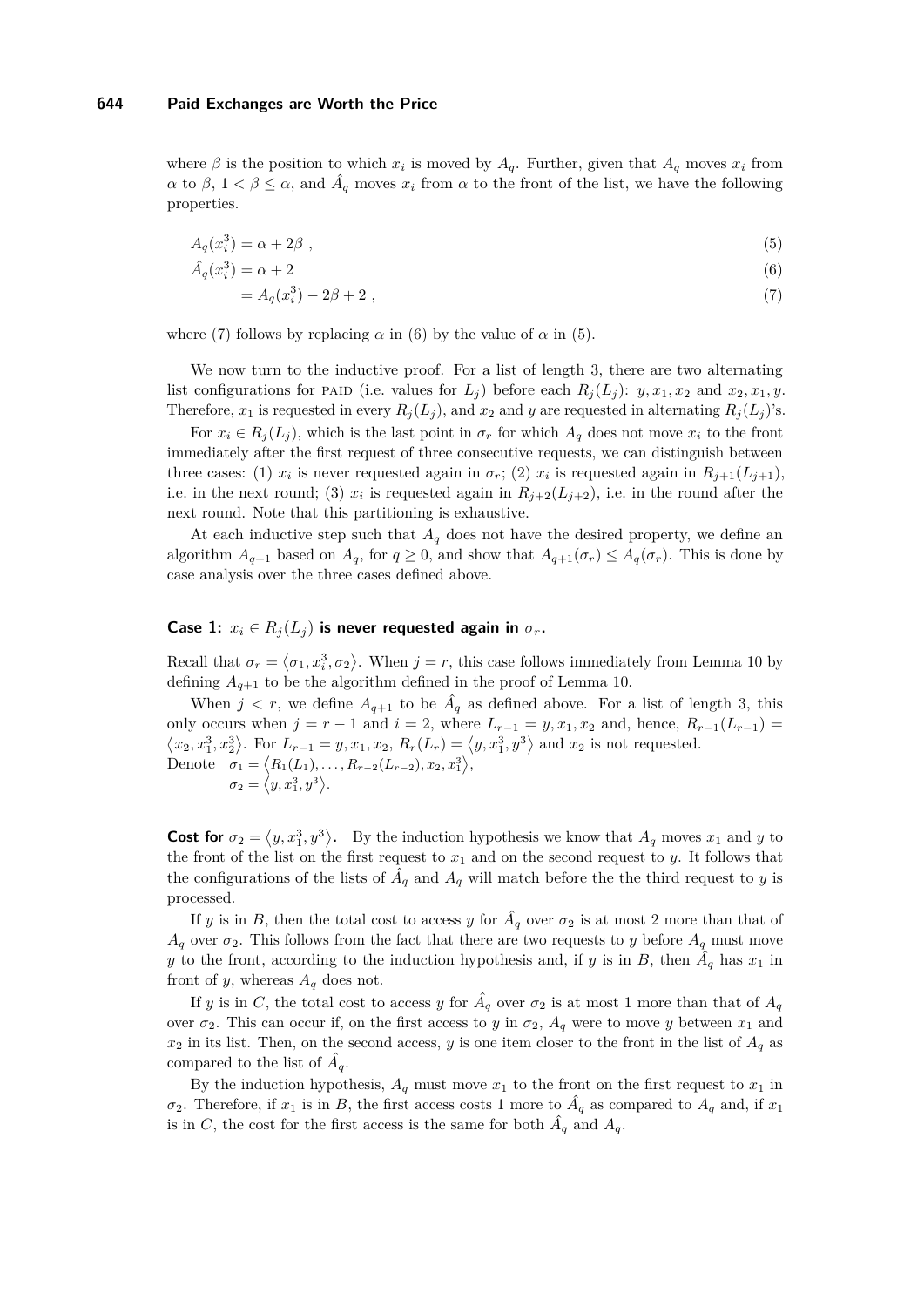where $\beta$ is the position to which $x_i$ is moved by $A_q$. Further, given that $A_q$ moves $x_i$ from $\alpha$ to $\beta$, $1 < \beta \leq \alpha$, and $\hat{A}_q$ moves $x_i$ from $\alpha$ to the front of the list, we have the following properties.

$$A_q(x_i^3) = \alpha + 2\beta \ , \tag{5}$$

$$\hat{A}_q(x_i^3) = \alpha + 2 \tag{6}$$

$$= A_q(x_i^3) - 2\beta + 2 \ , \tag{7}$$

where (7) follows by replacing $\alpha$ in (6) by the value of $\alpha$ in (5).

We now turn to the inductive proof. For a list of length 3, there are two alternating list configurations for PAID (i.e. values for $L_j$) before each $R_j(L_j)$: $y, x_1, x_2$ and $x_2, x_1, y$. Therefore, $x_1$ is requested in every $R_j(L_j)$, and $x_2$ and $y$ are requested in alternating $R_j(L_j)$'s.

For $x_i \in R_j(L_j)$, which is the last point in $\sigma_r$ for which $A_q$ does not move $x_i$ to the front immediately after the first request of three consecutive requests, we can distinguish between three cases: (1) $x_i$ is never requested again in $\sigma_r$; (2) $x_i$ is requested again in $R_{j+1}(L_{j+1})$, i.e. in the next round; (3) $x_i$ is requested again in $R_{j+2}(L_{j+2})$, i.e. in the round after the next round. Note that this partitioning is exhaustive.

At each inductive step such that $A_q$ does not have the desired property, we define an algorithm $A_{q+1}$ based on $A_q$, for $q \geq 0$, and show that $A_{q+1}(\sigma_r) \leq A_q(\sigma_r)$. This is done by case analysis over the three cases defined above.

**Case 1: $x_i \in R_j(L_j)$ is never requested again in $\sigma_r$.**

Recall that $\sigma_r = \langle \sigma_1, x_i^3, \sigma_2 \rangle$. When $j = r$, this case follows immediately from Lemma 10 by defining $A_{q+1}$ to be the algorithm defined in the proof of Lemma 10.

When $j < r$, we define $A_{q+1}$ to be $\hat{A}_q$ as defined above. For a list of length 3, this only occurs when $j = r-1$ and $i = 2$, where $L_{r-1} = y, x_1, x_2$ and, hence, $R_{r-1}(L_{r-1}) = \langle x_2, x_1^3, x_2^3 \rangle$. For $L_{r-1} = y, x_1, x_2$, $R_r(L_r) = \langle y, x_1^3, y^3 \rangle$ and $x_2$ is not requested.
Denote $\sigma_1 = \langle R_1(L_1), \ldots, R_{r-2}(L_{r-2}), x_2, x_1^3 \rangle$,
$\sigma_2 = \langle y, x_1^3, y^3 \rangle$.

**Cost for $\sigma_2 = \langle y, x_1^3, y^3 \rangle$.** By the induction hypothesis we know that $A_q$ moves $x_1$ and $y$ to the front of the list on the first request to $x_1$ and on the second request to $y$. It follows that the configurations of the lists of $\hat{A}_q$ and $A_q$ will match before the the third request to $y$ is processed.

If $y$ is in $B$, then the total cost to access $y$ for $\hat{A}_q$ over $\sigma_2$ is at most 2 more than that of $A_q$ over $\sigma_2$. This follows from the fact that there are two requests to $y$ before $A_q$ must move $y$ to the front, according to the induction hypothesis and, if $y$ is in $B$, then $\hat{A}_q$ has $x_1$ in front of $y$, whereas $A_q$ does not.

If $y$ is in $C$, the total cost to access $y$ for $\hat{A}_q$ over $\sigma_2$ is at most 1 more than that of $A_q$ over $\sigma_2$. This can occur if, on the first access to $y$ in $\sigma_2$, $A_q$ were to move $y$ between $x_1$ and $x_2$ in its list. Then, on the second access, $y$ is one item closer to the front in the list of $A_q$ as compared to the list of $\hat{A}_q$.

By the induction hypothesis, $A_q$ must move $x_1$ to the front on the first request to $x_1$ in $\sigma_2$. Therefore, if $x_1$ is in $B$, the first access costs 1 more to $\hat{A}_q$ as compared to $A_q$ and, if $x_1$ is in $C$, the cost for the first access is the same for both $\hat{A}_q$ and $A_q$.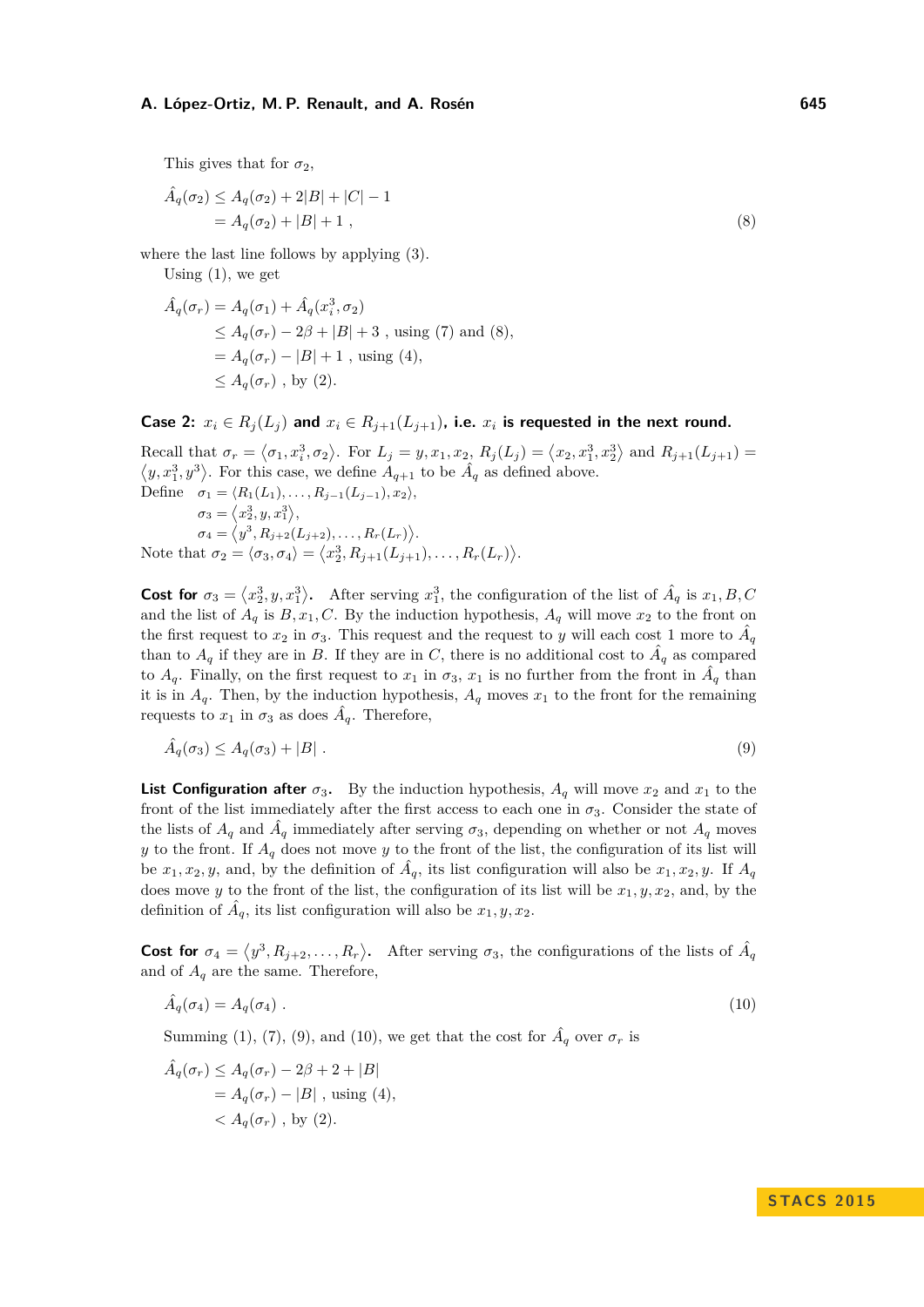This gives that for $\sigma_2$,

$$
\begin{aligned}
\hat{A}_q(\sigma_2) &\le A_q(\sigma_2) + 2|B| + |C| - 1 \\
&= A_q(\sigma_2) + |B| + 1 \ ,
\end{aligned}
\tag{8}
$$

where the last line follows by applying (3).

Using (1), we get

$$
\begin{aligned}
\hat{A}_q(\sigma_r) &= A_q(\sigma_1) + \hat{A}_q(x_i^3, \sigma_2) \\
&\le A_q(\sigma_r) - 2\beta + |B| + 3 \ , \text{ using (7) and (8),} \\
&= A_q(\sigma_r) - |B| + 1 \ , \text{ using (4),} \\
&\le A_q(\sigma_r) \ , \text{ by (2).}
\end{aligned}
$$

**Case 2: $x_i \in R_j(L_j)$ and $x_i \in R_{j+1}(L_{j+1})$, i.e. $x_i$ is requested in the next round.**

Recall that $\sigma_r = \langle \sigma_1, x_i^3, \sigma_2 \rangle$. For $L_j = y, x_1, x_2$, $R_j(L_j) = \langle x_2, x_1^3, x_2^3 \rangle$ and $R_{j+1}(L_{j+1}) = \langle y, x_1^3, y^3 \rangle$. For this case, we define $A_{q+1}$ to be $\hat{A}_q$ as defined above.

Define $\sigma_1 = \langle R_1(L_1), \ldots, R_{j-1}(L_{j-1}), x_2 \rangle$,
$\sigma_3 = \langle x_2^3, y, x_1^3 \rangle$,
$\sigma_4 = \langle y^3, R_{j+2}(L_{j+2}), \ldots, R_r(L_r) \rangle$.

Note that $\sigma_2 = \langle \sigma_3, \sigma_4 \rangle = \langle x_2^3, R_{j+1}(L_{j+1}), \ldots, R_r(L_r) \rangle$.

**Cost for $\sigma_3 = \langle x_2^3, y, x_1^3 \rangle$.** After serving $x_1^3$, the configuration of the list of $\hat{A}_q$ is $x_1, B, C$ and the list of $A_q$ is $B, x_1, C$. By the induction hypothesis, $A_q$ will move $x_2$ to the front on the first request to $x_2$ in $\sigma_3$. This request and the request to $y$ will each cost 1 more to $\hat{A}_q$ than to $A_q$ if they are in $B$. If they are in $C$, there is no additional cost to $\hat{A}_q$ as compared to $A_q$. Finally, on the first request to $x_1$ in $\sigma_3$, $x_1$ is no further from the front in $\hat{A}_q$ than it is in $A_q$. Then, by the induction hypothesis, $A_q$ moves $x_1$ to the front for the remaining requests to $x_1$ in $\sigma_3$ as does $\hat{A}_q$. Therefore,

$$
\hat{A}_q(\sigma_3) \le A_q(\sigma_3) + |B| \ .
\tag{9}
$$

**List Configuration after $\sigma_3$.** By the induction hypothesis, $A_q$ will move $x_2$ and $x_1$ to the front of the list immediately after the first access to each one in $\sigma_3$. Consider the state of the lists of $A_q$ and $\hat{A}_q$ immediately after serving $\sigma_3$, depending on whether or not $A_q$ moves $y$ to the front. If $A_q$ does not move $y$ to the front of the list, the configuration of its list will be $x_1, x_2, y$, and, by the definition of $\hat{A}_q$, its list configuration will also be $x_1, x_2, y$. If $A_q$ does move $y$ to the front of the list, the configuration of its list will be $x_1, y, x_2$, and, by the definition of $\hat{A}_q$, its list configuration will also be $x_1, y, x_2$.

**Cost for $\sigma_4 = \langle y^3, R_{j+2}, \ldots, R_r \rangle$.** After serving $\sigma_3$, the configurations of the lists of $\hat{A}_q$ and of $A_q$ are the same. Therefore,

$$
\hat{A}_q(\sigma_4) = A_q(\sigma_4) \ .
\tag{10}
$$

Summing (1), (7), (9), and (10), we get that the cost for $\hat{A}_q$ over $\sigma_r$ is

$$
\begin{aligned}
\hat{A}_q(\sigma_r) &\le A_q(\sigma_r) - 2\beta + 2 + |B| \\
&= A_q(\sigma_r) - |B| \ , \text{ using (4),} \\
&< A_q(\sigma_r) \ , \text{ by (2).}
\end{aligned}
$$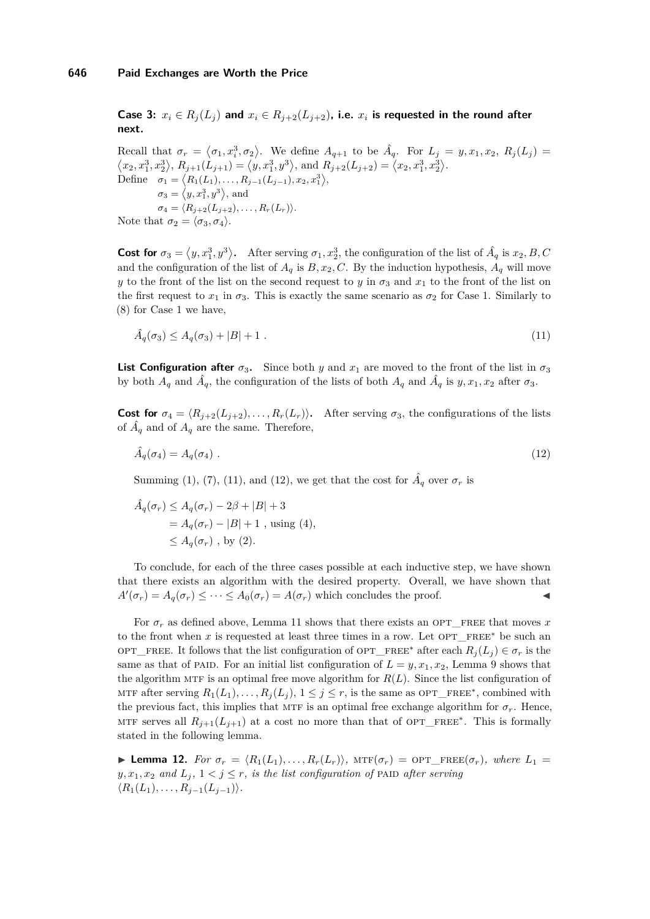**Case 3:** $x_i \in R_j(L_j)$ **and** $x_i \in R_{j+2}(L_{j+2})$**, i.e.** $x_i$ **is requested in the round after next.**

Recall that $\sigma_r = \langle \sigma_1, x_i^3, \sigma_2 \rangle$. We define $A_{q+1}$ to be $\hat{A}_q$. For $L_j = y, x_1, x_2$, $R_j(L_j) = \langle x_2, x_1^3, x_2^3 \rangle$, $R_{j+1}(L_{j+1}) = \langle y, x_1^3, y^3 \rangle$, and $R_{j+2}(L_{j+2}) = \langle x_2, x_1^3, x_2^3 \rangle$.
Define $\sigma_1 = \langle R_1(L_1), \ldots, R_{j-1}(L_{j-1}), x_2, x_1^3 \rangle$,
$\sigma_3 = \langle y, x_1^3, y^3 \rangle$, and
$\sigma_4 = \langle R_{j+2}(L_{j+2}), \ldots, R_r(L_r) \rangle$.
Note that $\sigma_2 = \langle \sigma_3, \sigma_4 \rangle$.

**Cost for** $\sigma_3 = \langle y, x_1^3, y^3 \rangle$**.** After serving $\sigma_1, x_2^3$, the configuration of the list of $\hat{A}_q$ is $x_2, B, C$ and the configuration of the list of $A_q$ is $B, x_2, C$. By the induction hypothesis, $A_q$ will move $y$ to the front of the list on the second request to $y$ in $\sigma_3$ and $x_1$ to the front of the list on the first request to $x_1$ in $\sigma_3$. This is exactly the same scenario as $\sigma_2$ for Case 1. Similarly to (8) for Case 1 we have,

$$\hat{A}_q(\sigma_3) \leq A_q(\sigma_3) + |B| + 1 \ . \tag{11}$$

**List Configuration after** $\sigma_3$**.** Since both $y$ and $x_1$ are moved to the front of the list in $\sigma_3$ by both $A_q$ and $\hat{A}_q$, the configuration of the lists of both $A_q$ and $\hat{A}_q$ is $y, x_1, x_2$ after $\sigma_3$.

**Cost for** $\sigma_4 = \langle R_{j+2}(L_{j+2}), \ldots, R_r(L_r) \rangle$**.** After serving $\sigma_3$, the configurations of the lists of $\hat{A}_q$ and of $A_q$ are the same. Therefore,

$$\hat{A}_q(\sigma_4) = A_q(\sigma_4) \ . \tag{12}$$

Summing (1), (7), (11), and (12), we get that the cost for $\hat{A}_q$ over $\sigma_r$ is

$$\begin{aligned}
\hat{A}_q(\sigma_r) &\leq A_q(\sigma_r) - 2\beta + |B| + 3 \\
&= A_q(\sigma_r) - |B| + 1 \text{ , using (4),} \\
&\leq A_q(\sigma_r) \text{ , by (2).}
\end{aligned}$$

To conclude, for each of the three cases possible at each inductive step, we have shown that there exists an algorithm with the desired property. Overall, we have shown that $A'(\sigma_r) = A_q(\sigma_r) \leq \cdots \leq A_0(\sigma_r) = A(\sigma_r)$ which concludes the proof. ◀

For $\sigma_r$ as defined above, Lemma 11 shows that there exists an OPT_FREE that moves $x$ to the front when $x$ is requested at least three times in a row. Let OPT_FREE* be such an OPT_FREE. It follows that the list configuration of OPT_FREE* after each $R_j(L_j) \in \sigma_r$ is the same as that of PAID. For an initial list configuration of $L = y, x_1, x_2$, Lemma 9 shows that the algorithm MTF is an optimal free move algorithm for $R(L)$. Since the list configuration of MTF after serving $R_1(L_1), \ldots, R_j(L_j)$, $1 \leq j \leq r$, is the same as OPT_FREE*, combined with the previous fact, this implies that MTF is an optimal free exchange algorithm for $\sigma_r$. Hence, MTF serves all $R_{j+1}(L_{j+1})$ at a cost no more than that of OPT_FREE*. This is formally stated in the following lemma.

▶ **Lemma 12.** *For* $\sigma_r = \langle R_1(L_1), \ldots, R_r(L_r) \rangle$*,* MTF$(\sigma_r) =$ OPT_FREE$(\sigma_r)$*, where* $L_1 = y, x_1, x_2$ *and* $L_j$*,* $1 < j \leq r$*, is the list configuration of* PAID *after serving* $\langle R_1(L_1), \ldots, R_{j-1}(L_{j-1}) \rangle$*.*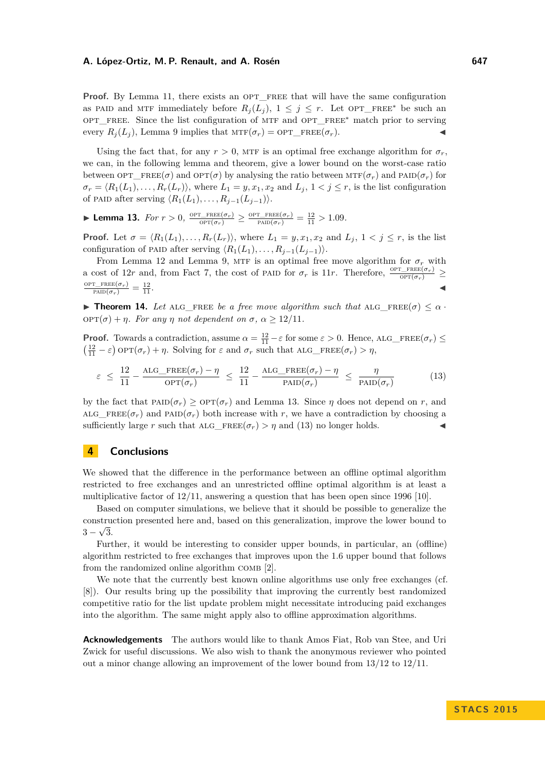**Proof.** By Lemma 11, there exists an $\text{OPT\_FREE}$ that will have the same configuration as $\text{PAID}$ and $\text{MTF}$ immediately before $R_j(L_j)$, $1 \leq j \leq r$. Let $\text{OPT\_FREE}^*$ be such an $\text{OPT\_FREE}$. Since the list configuration of $\text{MTF}$ and $\text{OPT\_FREE}^*$ match prior to serving every $R_j(L_j)$, Lemma 9 implies that $\text{MTF}(\sigma_r) = \text{OPT\_FREE}(\sigma_r)$. ◀

Using the fact that, for any $r > 0$, $\text{MTF}$ is an optimal free exchange algorithm for $\sigma_r$, we can, in the following lemma and theorem, give a lower bound on the worst-case ratio between $\text{OPT\_FREE}(\sigma)$ and $\text{OPT}(\sigma)$ by analysing the ratio between $\text{MTF}(\sigma_r)$ and $\text{PAID}(\sigma_r)$ for $\sigma_r = \langle R_1(L_1), \ldots, R_r(L_r)\rangle$, where $L_1 = y, x_1, x_2$ and $L_j$, $1 < j \leq r$, is the list configuration of $\text{PAID}$ after serving $\langle R_1(L_1), \ldots, R_{j-1}(L_{j-1})\rangle$.

▶ **Lemma 13.** *For $r > 0$, $\frac{\text{OPT\_FREE}(\sigma_r)}{\text{OPT}(\sigma_r)} \geq \frac{\text{OPT\_FREE}(\sigma_r)}{\text{PAID}(\sigma_r)} = \frac{12}{11} > 1.09$.*

**Proof.** Let $\sigma = \langle R_1(L_1), \ldots, R_r(L_r)\rangle$, where $L_1 = y, x_1, x_2$ and $L_j$, $1 < j \leq r$, is the list configuration of $\text{PAID}$ after serving $\langle R_1(L_1), \ldots, R_{j-1}(L_{j-1})\rangle$.

From Lemma 12 and Lemma 9, $\text{MTF}$ is an optimal free move algorithm for $\sigma_r$ with a cost of $12r$ and, from Fact 7, the cost of $\text{PAID}$ for $\sigma_r$ is $11r$. Therefore, $\frac{\text{OPT\_FREE}(\sigma_r)}{\text{OPT}(\sigma_r)} \geq \frac{\text{OPT\_FREE}(\sigma_r)}{\text{PAID}(\sigma_r)} = \frac{12}{11}$. ◀

▶ **Theorem 14.** *Let $\text{ALG\_FREE}$ be a free move algorithm such that $\text{ALG\_FREE}(\sigma) \leq \alpha \cdot \text{OPT}(\sigma) + \eta$. For any $\eta$ not dependent on $\sigma$, $\alpha \geq 12/11$.*

**Proof.** Towards a contradiction, assume $\alpha = \frac{12}{11} - \varepsilon$ for some $\varepsilon > 0$. Hence, $\text{ALG\_FREE}(\sigma_r) \leq \left(\frac{12}{11} - \varepsilon\right) \text{OPT}(\sigma_r) + \eta$. Solving for $\varepsilon$ and $\sigma_r$ such that $\text{ALG\_FREE}(\sigma_r) > \eta$,

$$\varepsilon \leq \frac{12}{11} - \frac{\text{ALG\_FREE}(\sigma_r) - \eta}{\text{OPT}(\sigma_r)} \leq \frac{12}{11} - \frac{\text{ALG\_FREE}(\sigma_r) - \eta}{\text{PAID}(\sigma_r)} \leq \frac{\eta}{\text{PAID}(\sigma_r)} \tag{13}$$

by the fact that $\text{PAID}(\sigma_r) \geq \text{OPT}(\sigma_r)$ and Lemma 13. Since $\eta$ does not depend on $r$, and $\text{ALG\_FREE}(\sigma_r)$ and $\text{PAID}(\sigma_r)$ both increase with $r$, we have a contradiction by choosing a sufficiently large $r$ such that $\text{ALG\_FREE}(\sigma_r) > \eta$ and (13) no longer holds. ◀

## 4 Conclusions

We showed that the difference in the performance between an offline optimal algorithm restricted to free exchanges and an unrestricted offline optimal algorithm is at least a multiplicative factor of 12/11, answering a question that has been open since 1996 [10].

Based on computer simulations, we believe that it should be possible to generalize the construction presented here and, based on this generalization, improve the lower bound to $3 - \sqrt{3}$.

Further, it would be interesting to consider upper bounds, in particular, an (offline) algorithm restricted to free exchanges that improves upon the 1.6 upper bound that follows from the randomized online algorithm COMB [2].

We note that the currently best known online algorithms use only free exchanges (cf. [8]). Our results bring up the possibility that improving the currently best randomized competitive ratio for the list update problem might necessitate introducing paid exchanges into the algorithm. The same might apply also to offline approximation algorithms.

**Acknowledgements** The authors would like to thank Amos Fiat, Rob van Stee, and Uri Zwick for useful discussions. We also wish to thank the anonymous reviewer who pointed out a minor change allowing an improvement of the lower bound from 13/12 to 12/11.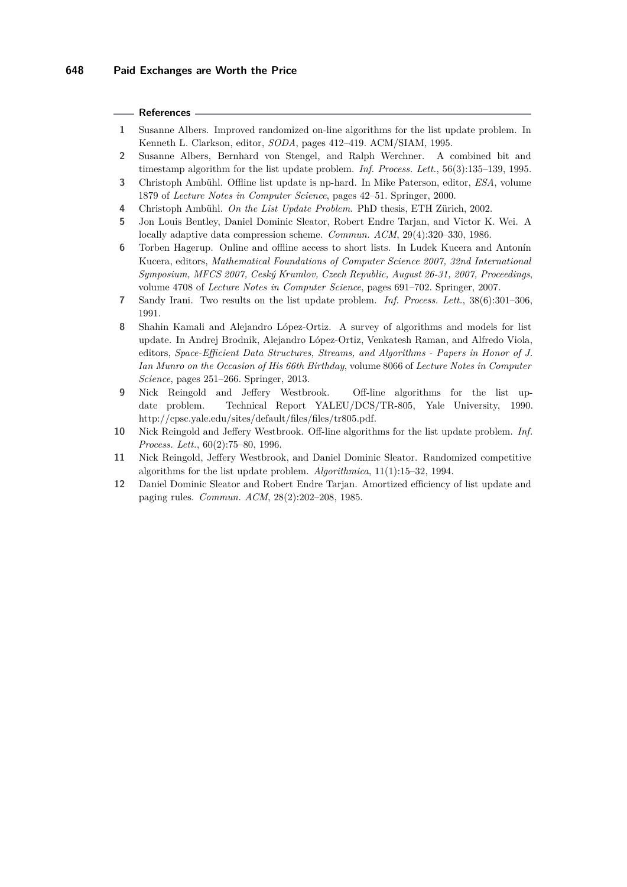## References

1. Susanne Albers. Improved randomized on-line algorithms for the list update problem. In Kenneth L. Clarkson, editor, *SODA*, pages 412–419. ACM/SIAM, 1995.
2. Susanne Albers, Bernhard von Stengel, and Ralph Werchner. A combined bit and timestamp algorithm for the list update problem. *Inf. Process. Lett.*, 56(3):135–139, 1995.
3. Christoph Ambühl. Offline list update is np-hard. In Mike Paterson, editor, *ESA*, volume 1879 of *Lecture Notes in Computer Science*, pages 42–51. Springer, 2000.
4. Christoph Ambühl. *On the List Update Problem*. PhD thesis, ETH Zürich, 2002.
5. Jon Louis Bentley, Daniel Dominic Sleator, Robert Endre Tarjan, and Victor K. Wei. A locally adaptive data compression scheme. *Commun. ACM*, 29(4):320–330, 1986.
6. Torben Hagerup. Online and offline access to short lists. In Ludek Kucera and Antonín Kucera, editors, *Mathematical Foundations of Computer Science 2007, 32nd International Symposium, MFCS 2007, Ceský Krumlov, Czech Republic, August 26-31, 2007, Proceedings*, volume 4708 of *Lecture Notes in Computer Science*, pages 691–702. Springer, 2007.
7. Sandy Irani. Two results on the list update problem. *Inf. Process. Lett.*, 38(6):301–306, 1991.
8. Shahin Kamali and Alejandro López-Ortiz. A survey of algorithms and models for list update. In Andrej Brodnik, Alejandro López-Ortiz, Venkatesh Raman, and Alfredo Viola, editors, *Space-Efficient Data Structures, Streams, and Algorithms - Papers in Honor of J. Ian Munro on the Occasion of His 66th Birthday*, volume 8066 of *Lecture Notes in Computer Science*, pages 251–266. Springer, 2013.
9. Nick Reingold and Jeffery Westbrook. Off-line algorithms for the list update problem. Technical Report YALEU/DCS/TR-805, Yale University, 1990. http://cpsc.yale.edu/sites/default/files/files/tr805.pdf.
10. Nick Reingold and Jeffery Westbrook. Off-line algorithms for the list update problem. *Inf. Process. Lett.*, 60(2):75–80, 1996.
11. Nick Reingold, Jeffery Westbrook, and Daniel Dominic Sleator. Randomized competitive algorithms for the list update problem. *Algorithmica*, 11(1):15–32, 1994.
12. Daniel Dominic Sleator and Robert Endre Tarjan. Amortized efficiency of list update and paging rules. *Commun. ACM*, 28(2):202–208, 1985.